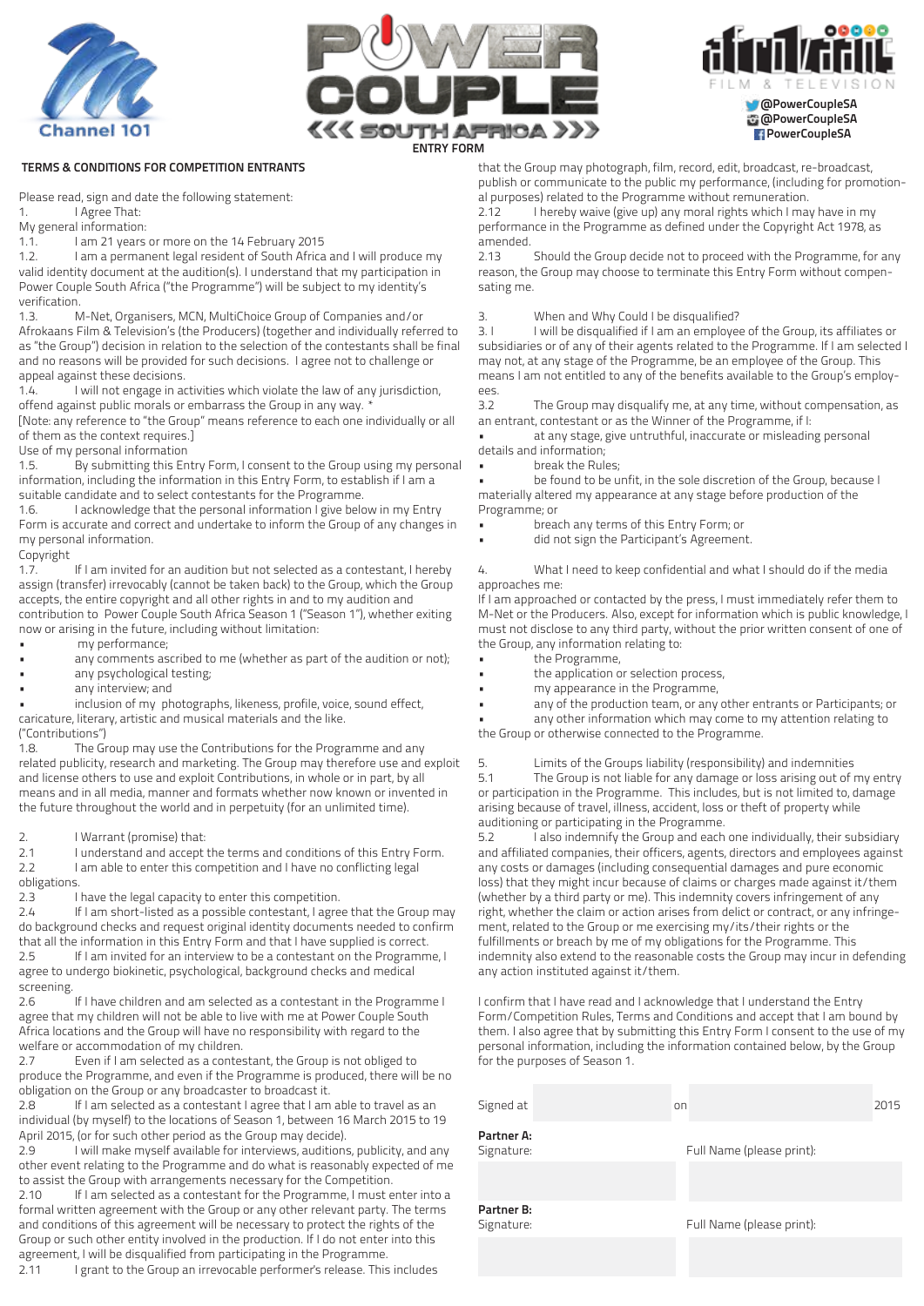Channel 101

POWER COUPLE

<<< SOUTH AFRICA >>>

afrokaans FILM & TELEVISION

@PowerCoupleSA
@PowerCoupleSA
PowerCoupleSA

ENTRY FORM

**TERMS & CONDITIONS FOR COMPETITION ENTRANTS**

Please read, sign and date the following statement:

1. I Agree That:

My general information:

1.1. I am 21 years or more on the 14 February 2015

1.2. I am a permanent legal resident of South Africa and I will produce my valid identity document at the audition(s). I understand that my participation in Power Couple South Africa ("the Programme") will be subject to my identity's verification.

1.3. M-Net, Organisers, MCN, MultiChoice Group of Companies and/or Afrokaans Film & Television's (the Producers) (together and individually referred to as "the Group") decision in relation to the selection of the contestants shall be final and no reasons will be provided for such decisions. I agree not to challenge or appeal against these decisions.

1.4. I will not engage in activities which violate the law of any jurisdiction, offend against public morals or embarrass the Group in any way. *

[Note: any reference to "the Group" means reference to each one individually or all of them as the context requires.]

Use of my personal information

1.5. By submitting this Entry Form, I consent to the Group using my personal information, including the information in this Entry Form, to establish if I am a suitable candidate and to select contestants for the Programme.

1.6. I acknowledge that the personal information I give below in my Entry Form is accurate and correct and undertake to inform the Group of any changes in my personal information.

Copyright

1.7. If I am invited for an audition but not selected as a contestant, I hereby assign (transfer) irrevocably (cannot be taken back) to the Group, which the Group accepts, the entire copyright and all other rights in and to my audition and contribution to Power Couple South Africa Season 1 ("Season 1"), whether exiting now or arising in the future, including without limitation:

- my performance;
- any comments ascribed to me (whether as part of the audition or not);
- any psychological testing;
- any interview; and
- inclusion of my photographs, likeness, profile, voice, sound effect, caricature, literary, artistic and musical materials and the like.

("Contributions")

1.8. The Group may use the Contributions for the Programme and any related publicity, research and marketing. The Group may therefore use and exploit and license others to use and exploit Contributions, in whole or in part, by all means and in all media, manner and formats whether now known or invented in the future throughout the world and in perpetuity (for an unlimited time).

2. I Warrant (promise) that:

2.1 I understand and accept the terms and conditions of this Entry Form.

2.2 I am able to enter this competition and I have no conflicting legal obligations.

2.3 I have the legal capacity to enter this competition.

2.4 If I am short-listed as a possible contestant, I agree that the Group may do background checks and request original identity documents needed to confirm that all the information in this Entry Form and that I have supplied is correct.

2.5 If I am invited for an interview to be a contestant on the Programme, I agree to undergo biokinetic, psychological, background checks and medical screening.

2.6 If I have children and am selected as a contestant in the Programme I agree that my children will not be able to live with me at Power Couple South Africa locations and the Group will have no responsibility with regard to the welfare or accommodation of my children.

2.7 Even if I am selected as a contestant, the Group is not obliged to produce the Programme, and even if the Programme is produced, there will be no obligation on the Group or any broadcaster to broadcast it.

2.8 If I am selected as a contestant I agree that I am able to travel as an individual (by myself) to the locations of Season 1, between 16 March 2015 to 19 April 2015, (or for such other period as the Group may decide).

2.9 I will make myself available for interviews, auditions, publicity, and any other event relating to the Programme and do what is reasonably expected of me to assist the Group with arrangements necessary for the Competition.

2.10 If I am selected as a contestant for the Programme, I must enter into a formal written agreement with the Group or any other relevant party. The terms and conditions of this agreement will be necessary to protect the rights of the Group or such other entity involved in the production. If I do not enter into this agreement, I will be disqualified from participating in the Programme.

2.11 I grant to the Group an irrevocable performer's release. This includes that the Group may photograph, film, record, edit, broadcast, re-broadcast, publish or communicate to the public my performance, (including for promotional purposes) related to the Programme without remuneration.

2.12 I hereby waive (give up) any moral rights which I may have in my performance in the Programme as defined under the Copyright Act 1978, as amended.

2.13 Should the Group decide not to proceed with the Programme, for any reason, the Group may choose to terminate this Entry Form without compensating me.

3. When and Why Could I be disqualified?

3.1 I will be disqualified if I am an employee of the Group, its affiliates or subsidiaries or of any of their agents related to the Programme. If I am selected I may not, at any stage of the Programme, be an employee of the Group. This means I am not entitled to any of the benefits available to the Group's employees.

3.2 The Group may disqualify me, at any time, without compensation, as an entrant, contestant or as the Winner of the Programme, if I:

- at any stage, give untruthful, inaccurate or misleading personal details and information;
- break the Rules;
- be found to be unfit, in the sole discretion of the Group, because I materially altered my appearance at any stage before production of the Programme; or
- breach any terms of this Entry Form; or
- did not sign the Participant's Agreement.

4. What I need to keep confidential and what I should do if the media approaches me:

If I am approached or contacted by the press, I must immediately refer them to M-Net or the Producers. Also, except for information which is public knowledge, I must not disclose to any third party, without the prior written consent of one of the Group, any information relating to:

- the Programme,
- the application or selection process,
- my appearance in the Programme,
- any of the production team, or any other entrants or Participants; or
- any other information which may come to my attention relating to the Group or otherwise connected to the Programme.

5. Limits of the Groups liability (responsibility) and indemnities

5.1 The Group is not liable for any damage or loss arising out of my entry or participation in the Programme. This includes, but is not limited to, damage arising because of travel, illness, accident, loss or theft of property while auditioning or participating in the Programme.

5.2 I also indemnify the Group and each one individually, their subsidiary and affiliated companies, their officers, agents, directors and employees against any costs or damages (including consequential damages and pure economic loss) that they might incur because of claims or charges made against it/them (whether by a third party or me). This indemnity covers infringement of any right, whether the claim or action arises from delict or contract, or any infringement, related to the Group or me exercising my/its/their rights or the fulfillments or breach by me of my obligations for the Programme. This indemnity also extend to the reasonable costs the Group may incur in defending any action instituted against it/them.

I confirm that I have read and I acknowledge that I understand the Entry Form/Competition Rules, Terms and Conditions and accept that I am bound by them. I also agree that by submitting this Entry Form I consent to the use of my personal information, including the information contained below, by the Group for the purposes of Season 1.

Signed at ____________ on ____________ 2015

**Partner A:**
Signature: ____________ Full Name (please print): ____________

**Partner B:**
Signature: ____________ Full Name (please print): ____________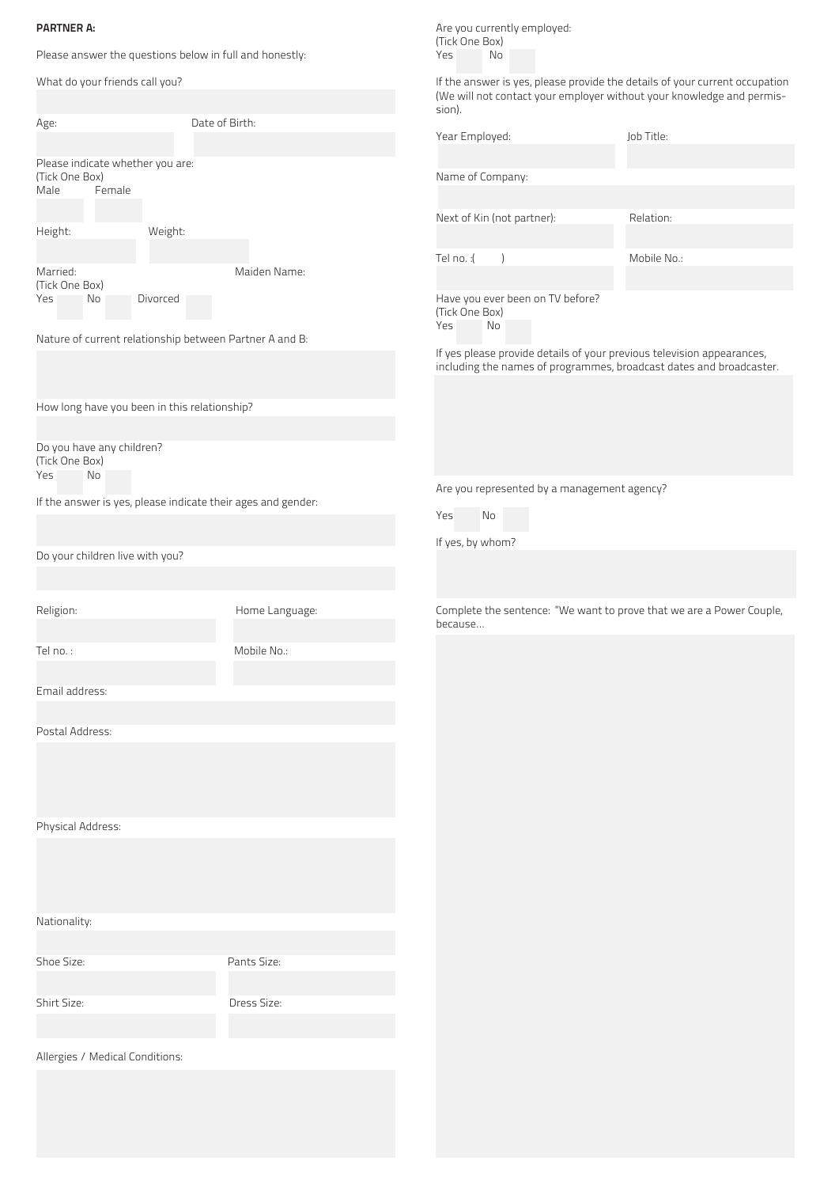**PARTNER A:**

Please answer the questions below in full and honestly:

What do your friends call you?

Age:

Date of Birth:

Please indicate whether you are:
(Tick One Box)

Male Female

Height:

Weight:

Married:
(Tick One Box)

Yes No Divorced

Maiden Name:

Nature of current relationship between Partner A and B:

How long have you been in this relationship?

Do you have any children?
(Tick One Box)

Yes No

If the answer is yes, please indicate their ages and gender:

Do your children live with you?

Religion:

Home Language:

Tel no. :

Mobile No.:

Email address:

Postal Address:

Physical Address:

Nationality:

Shoe Size:

Pants Size:

Shirt Size:

Dress Size:

Allergies / Medical Conditions:

Are you currently employed:
(Tick One Box)

Yes No

If the answer is yes, please provide the details of your current occupation (We will not contact your employer without your knowledge and permission).

Year Employed:

Job Title:

Name of Company:

Next of Kin (not partner):

Relation:

Tel no. :( )

Mobile No.:

Have you ever been on TV before?
(Tick One Box)

Yes No

If yes please provide details of your previous television appearances, including the names of programmes, broadcast dates and broadcaster.

Are you represented by a management agency?

Yes No

If yes, by whom?

Complete the sentence: "We want to prove that we are a Power Couple, because...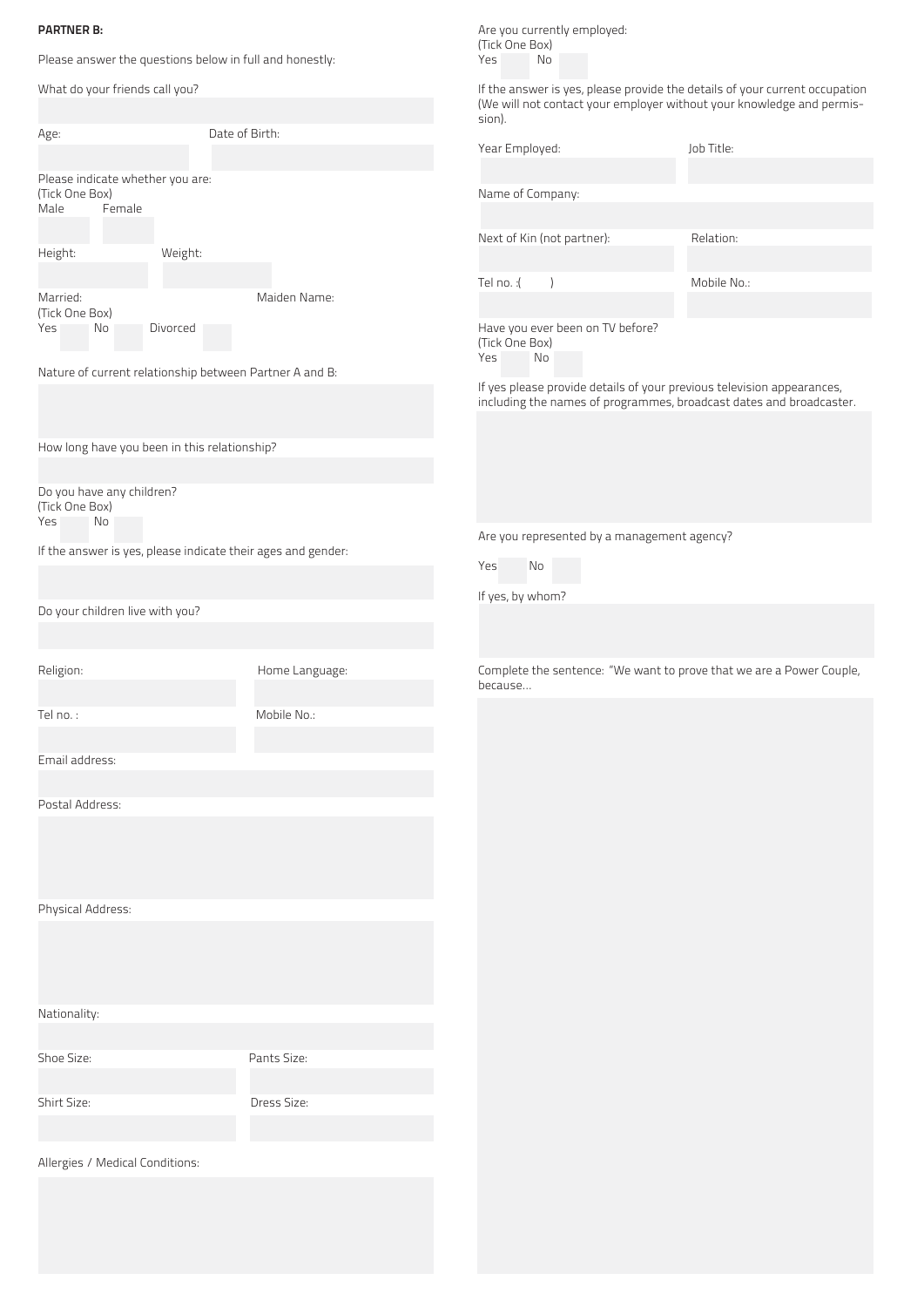**PARTNER B:**

Please answer the questions below in full and honestly:

What do your friends call you?

Age:

Date of Birth:

Please indicate whether you are:
(Tick One Box)
Male Female

Height:

Weight:

Married:
(Tick One Box)
Yes No Divorced

Maiden Name:

Nature of current relationship between Partner A and B:

How long have you been in this relationship?

Do you have any children?
(Tick One Box)
Yes No

If the answer is yes, please indicate their ages and gender:

Do your children live with you?

Religion:

Home Language:

Tel no. :

Mobile No.:

Email address:

Postal Address:

Physical Address:

Nationality:

Shoe Size:

Pants Size:

Shirt Size:

Dress Size:

Allergies / Medical Conditions:

Are you currently employed:
(Tick One Box)
Yes No

If the answer is yes, please provide the details of your current occupation (We will not contact your employer without your knowledge and permission).

Year Employed:

Job Title:

Name of Company:

Next of Kin (not partner):

Relation:

Tel no. :( )

Mobile No.:

Have you ever been on TV before?
(Tick One Box)
Yes No

If yes please provide details of your previous television appearances, including the names of programmes, broadcast dates and broadcaster.

Are you represented by a management agency?

Yes No

If yes, by whom?

Complete the sentence: "We want to prove that we are a Power Couple, because...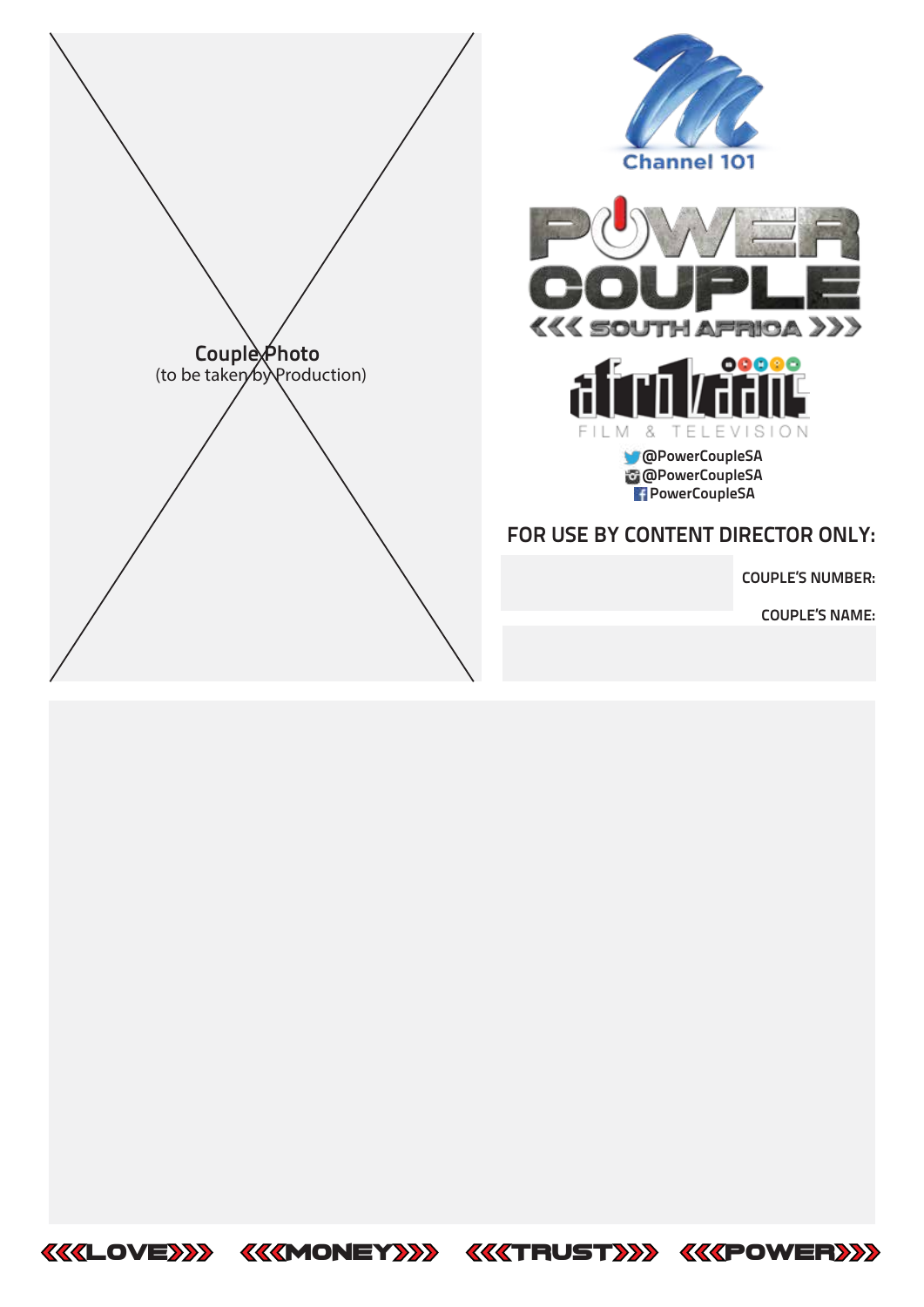**Couple Photo**
(to be taken by Production)

Channel 101

# POWER COUPLE
### SOUTH AFRICA

afrokaans FILM & TELEVISION

@PowerCoupleSA
@PowerCoupleSA
PowerCoupleSA

## FOR USE BY CONTENT DIRECTOR ONLY:

**COUPLE'S NUMBER:**

**COUPLE'S NAME:**

LOVE MONEY TRUST POWER